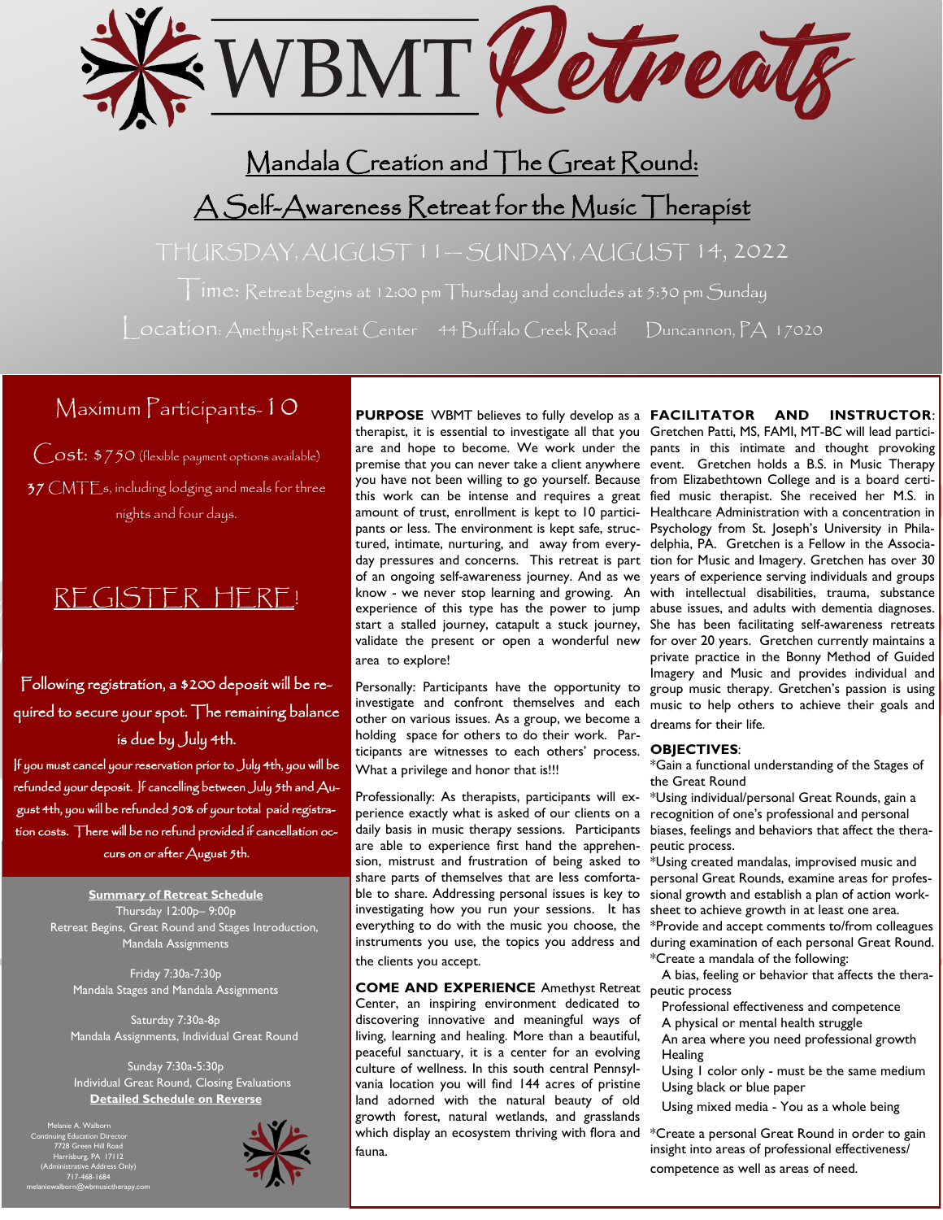# WBMT Retreats

## Mandala Creation and The Great Round:

## A Self-Awareness Retreat for the Music Therapist

THURSDAY, AUGUST 11—SUNDAY, AUGUST 14, 2022

Time: Retreat begins at 12:00 pm Thursday and concludes at 5:30 pm Sunday

Location: Amethyst Retreat Center 44 Buffalo Creek Road Duncannon, PA 17020

Maximum Participants- 10

Cost: $750 (flexible payment options available)

37 CMTEs, including lodging and meals for three nights and four days.

REGISTER HERE!

Following registration, a $200 deposit will be required to secure your spot. The remaining balance is due by July 4th.

If you must cancel your reservation prior to July 4th, you will be refunded your deposit. If cancelling between July 5th and August 4th, you will be refunded 50% of your total paid registration costs. There will be no refund provided if cancellation occurs on or after August 5th.

**Summary of Retreat Schedule**

Thursday 12:00p– 9:00p
Retreat Begins, Great Round and Stages Introduction, Mandala Assignments

Friday 7:30a-7:30p
Mandala Stages and Mandala Assignments

Saturday 7:30a-8p
Mandala Assignments, Individual Great Round

Sunday 7:30a-5:30p
Individual Great Round, Closing Evaluations

**Detailed Schedule on Reverse**

Melanie A. Walborn
Continuing Education Director
7728 Green Hill Road
Harrisburg, PA 17112
(Administrative Address Only)
717-468-1684
melaniewalborn@wbmusictherapy.com

**PURPOSE** WBMT believes to fully develop as a therapist, it is essential to investigate all that you are and hope to become. We work under the premise that you can never take a client anywhere you have not been willing to go yourself. Because this work can be intense and requires a great amount of trust, enrollment is kept to 10 participants or less. The environment is kept safe, structured, intimate, nurturing, and away from everyday pressures and concerns. This retreat is part of an ongoing self-awareness journey. And as we know - we never stop learning and growing. An experience of this type has the power to jump start a stalled journey, catapult a stuck journey, validate the present or open a wonderful new area to explore!

Personally: Participants have the opportunity to investigate and confront themselves and each other on various issues. As a group, we become a holding space for others to do their work. Participants are witnesses to each others' process. What a privilege and honor that is!!!

Professionally: As therapists, participants will experience exactly what is asked of our clients on a daily basis in music therapy sessions. Participants are able to experience first hand the apprehension, mistrust and frustration of being asked to share parts of themselves that are less comfortable to share. Addressing personal issues is key to investigating how you run your sessions. It has everything to do with the music you choose, the instruments you use, the topics you address and the clients you accept.

**COME AND EXPERIENCE** Amethyst Retreat Center, an inspiring environment dedicated to discovering innovative and meaningful ways of living, learning and healing. More than a beautiful, peaceful sanctuary, it is a center for an evolving culture of wellness. In this south central Pennsylvania location you will find 144 acres of pristine land adorned with the natural beauty of old growth forest, natural wetlands, and grasslands which display an ecosystem thriving with flora and fauna.

**FACILITATOR AND INSTRUCTOR**: Gretchen Patti, MS, FAMI, MT-BC will lead participants in this intimate and thought provoking event. Gretchen holds a B.S. in Music Therapy from Elizabethtown College and is a board certified music therapist. She received her M.S. in Healthcare Administration with a concentration in Psychology from St. Joseph's University in Philadelphia, PA. Gretchen is a Fellow in the Association for Music and Imagery. Gretchen has over 30 years of experience serving individuals and groups with intellectual disabilities, trauma, substance abuse issues, and adults with dementia diagnoses. She has been facilitating self-awareness retreats for over 20 years. Gretchen currently maintains a private practice in the Bonny Method of Guided Imagery and Music and provides individual and group music therapy. Gretchen's passion is using music to help others to achieve their goals and dreams for their life.

**OBJECTIVES**:

*Gain a functional understanding of the Stages of the Great Round

*Using individual/personal Great Rounds, gain a recognition of one's professional and personal biases, feelings and behaviors that affect the therapeutic process.

*Using created mandalas, improvised music and personal Great Rounds, examine areas for professional growth and establish a plan of action worksheet to achieve growth in at least one area.

*Provide and accept comments to/from colleagues during examination of each personal Great Round.

*Create a mandala of the following:

- A bias, feeling or behavior that affects the therapeutic process
- Professional effectiveness and competence
- A physical or mental health struggle
- An area where you need professional growth
- Healing
- Using 1 color only - must be the same medium
- Using black or blue paper
- Using mixed media - You as a whole being

*Create a personal Great Round in order to gain insight into areas of professional effectiveness/ competence as well as areas of need.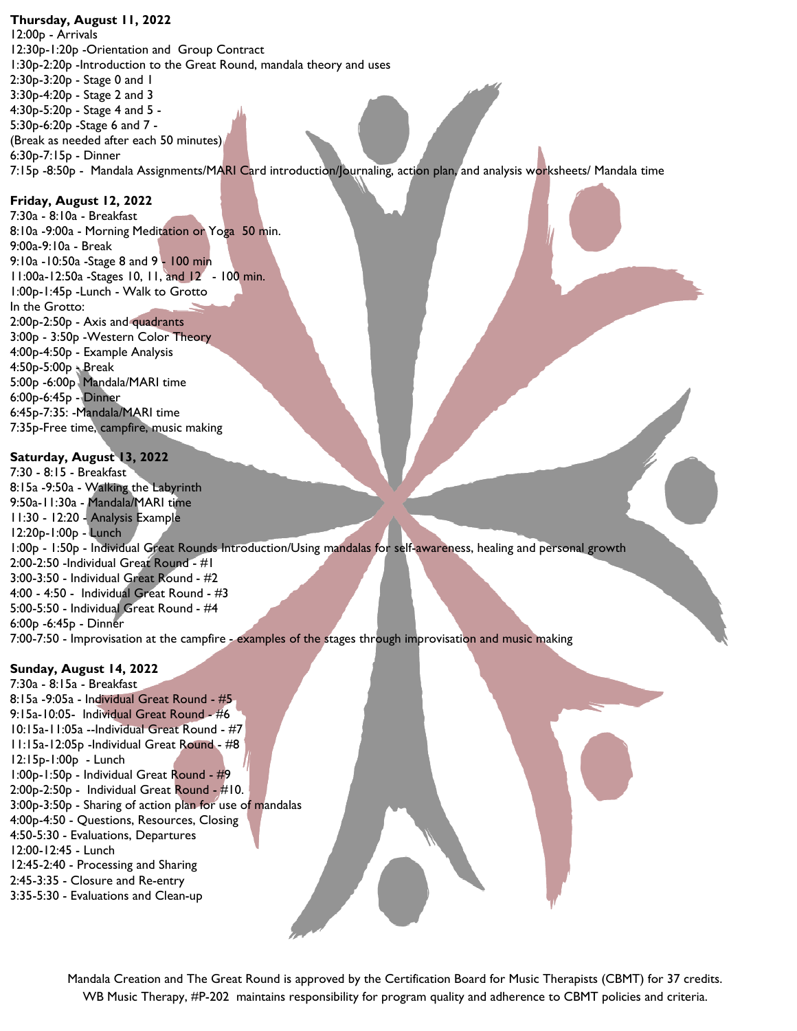**Thursday, August 11, 2022**

12:00p - Arrivals
12:30p-1:20p -Orientation and Group Contract
1:30p-2:20p -Introduction to the Great Round, mandala theory and uses
2:30p-3:20p - Stage 0 and 1
3:30p-4:20p - Stage 2 and 3
4:30p-5:20p - Stage 4 and 5 -
5:30p-6:20p -Stage 6 and 7 -
(Break as needed after each 50 minutes)
6:30p-7:15p - Dinner
7:15p -8:50p - Mandala Assignments/MARI Card introduction/Journaling, action plan, and analysis worksheets/ Mandala time

**Friday, August 12, 2022**

7:30a - 8:10a - Breakfast
8:10a -9:00a - Morning Meditation or Yoga 50 min.
9:00a-9:10a - Break
9:10a -10:50a -Stage 8 and 9 - 100 min
11:00a-12:50a -Stages 10, 11, and 12 - 100 min.
1:00p-1:45p -Lunch - Walk to Grotto
In the Grotto:
2:00p-2:50p - Axis and quadrants
3:00p - 3:50p -Western Color Theory
4:00p-4:50p - Example Analysis
4:50p-5:00p - Break
5:00p -6:00p - Mandala/MARI time
6:00p-6:45p - Dinner
6:45p-7:35: -Mandala/MARI time
7:35p-Free time, campfire, music making

**Saturday, August 13, 2022**

7:30 - 8:15 - Breakfast
8:15a -9:50a - Walking the Labyrinth
9:50a-11:30a - Mandala/MARI time
11:30 - 12:20 - Analysis Example
12:20p-1:00p - Lunch
1:00p - 1:50p - Individual Great Rounds Introduction/Using mandalas for self-awareness, healing and personal growth
2:00-2:50 -Individual Great Round - #1
3:00-3:50 - Individual Great Round - #2
4:00 - 4:50 - Individual Great Round - #3
5:00-5:50 - Individual Great Round - #4
6:00p -6:45p - Dinner
7:00-7:50 - Improvisation at the campfire - examples of the stages through improvisation and music making

**Sunday, August 14, 2022**

7:30a - 8:15a - Breakfast
8:15a -9:05a - Individual Great Round - #5
9:15a-10:05- Individual Great Round - #6
10:15a-11:05a --Individual Great Round - #7
11:15a-12:05p -Individual Great Round - #8
12:15p-1:00p - Lunch
1:00p-1:50p - Individual Great Round - #9
2:00p-2:50p - Individual Great Round - #10.
3:00p-3:50p - Sharing of action plan for use of mandalas
4:00p-4:50 - Questions, Resources, Closing
4:50-5:30 - Evaluations, Departures
12:00-12:45 - Lunch
12:45-2:40 - Processing and Sharing
2:45-3:35 - Closure and Re-entry
3:35-5:30 - Evaluations and Clean-up

Mandala Creation and The Great Round is approved by the Certification Board for Music Therapists (CBMT) for 37 credits. WB Music Therapy, #P-202 maintains responsibility for program quality and adherence to CBMT policies and criteria.